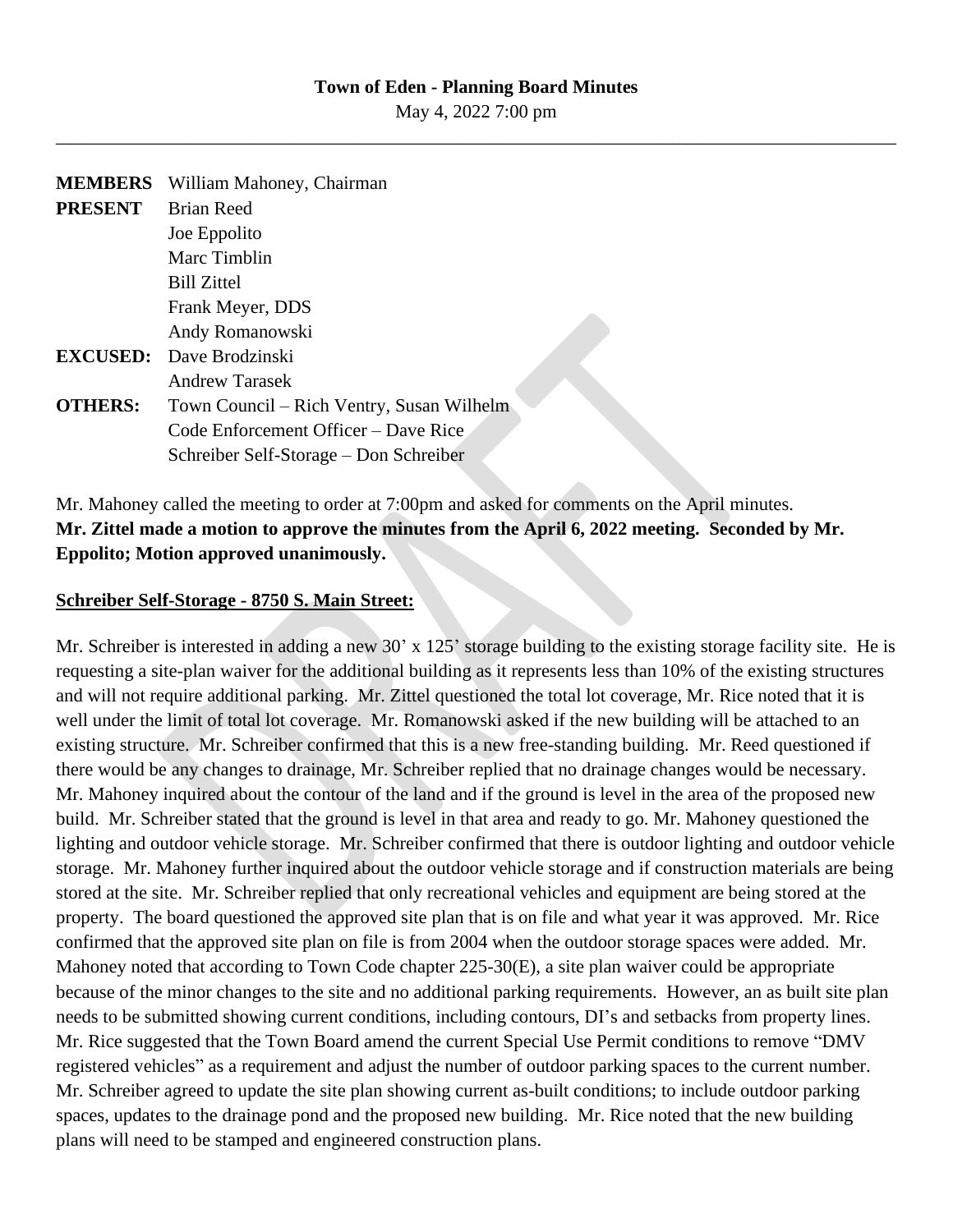# Town of Eden - Planning Board Minutes

May 4, 2022 7:00 pm

---

| | |
|---|---|
| **MEMBERS PRESENT** | William Mahoney, Chairman |
| | Brian Reed |
| | Joe Eppolito |
| | Marc Timblin |
| | Bill Zittel |
| | Frank Meyer, DDS |
| | Andy Romanowski |
| **EXCUSED:** | Dave Brodzinski |
| | Andrew Tarasek |
| **OTHERS:** | Town Council – Rich Ventry, Susan Wilhelm |
| | Code Enforcement Officer – Dave Rice |
| | Schreiber Self-Storage – Don Schreiber |

Mr. Mahoney called the meeting to order at 7:00pm and asked for comments on the April minutes.
**Mr. Zittel made a motion to approve the minutes from the April 6, 2022 meeting. Seconded by Mr. Eppolito; Motion approved unanimously.**

**Schreiber Self-Storage - 8750 S. Main Street:**

Mr. Schreiber is interested in adding a new 30' x 125' storage building to the existing storage facility site. He is requesting a site-plan waiver for the additional building as it represents less than 10% of the existing structures and will not require additional parking. Mr. Zittel questioned the total lot coverage, Mr. Rice noted that it is well under the limit of total lot coverage. Mr. Romanowski asked if the new building will be attached to an existing structure. Mr. Schreiber confirmed that this is a new free-standing building. Mr. Reed questioned if there would be any changes to drainage, Mr. Schreiber replied that no drainage changes would be necessary. Mr. Mahoney inquired about the contour of the land and if the ground is level in the area of the proposed new build. Mr. Schreiber stated that the ground is level in that area and ready to go. Mr. Mahoney questioned the lighting and outdoor vehicle storage. Mr. Schreiber confirmed that there is outdoor lighting and outdoor vehicle storage. Mr. Mahoney further inquired about the outdoor vehicle storage and if construction materials are being stored at the site. Mr. Schreiber replied that only recreational vehicles and equipment are being stored at the property. The board questioned the approved site plan that is on file and what year it was approved. Mr. Rice confirmed that the approved site plan on file is from 2004 when the outdoor storage spaces were added. Mr. Mahoney noted that according to Town Code chapter 225-30(E), a site plan waiver could be appropriate because of the minor changes to the site and no additional parking requirements. However, an as built site plan needs to be submitted showing current conditions, including contours, DI's and setbacks from property lines. Mr. Rice suggested that the Town Board amend the current Special Use Permit conditions to remove "DMV registered vehicles" as a requirement and adjust the number of outdoor parking spaces to the current number. Mr. Schreiber agreed to update the site plan showing current as-built conditions; to include outdoor parking spaces, updates to the drainage pond and the proposed new building. Mr. Rice noted that the new building plans will need to be stamped and engineered construction plans.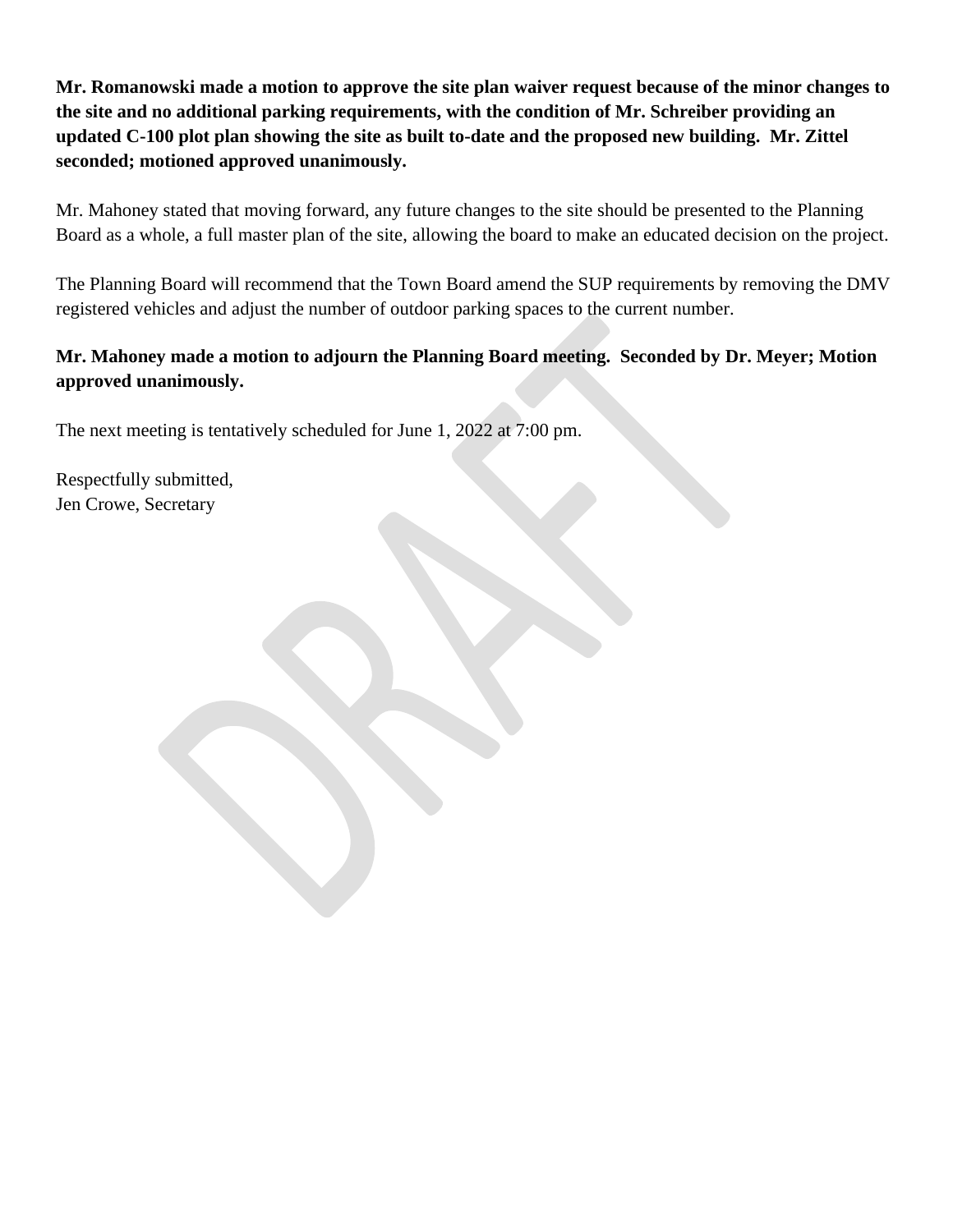**Mr. Romanowski made a motion to approve the site plan waiver request because of the minor changes to the site and no additional parking requirements, with the condition of Mr. Schreiber providing an updated C-100 plot plan showing the site as built to-date and the proposed new building. Mr. Zittel seconded; motioned approved unanimously.**

Mr. Mahoney stated that moving forward, any future changes to the site should be presented to the Planning Board as a whole, a full master plan of the site, allowing the board to make an educated decision on the project.

The Planning Board will recommend that the Town Board amend the SUP requirements by removing the DMV registered vehicles and adjust the number of outdoor parking spaces to the current number.

**Mr. Mahoney made a motion to adjourn the Planning Board meeting. Seconded by Dr. Meyer; Motion approved unanimously.**

The next meeting is tentatively scheduled for June 1, 2022 at 7:00 pm.

Respectfully submitted,
Jen Crowe, Secretary